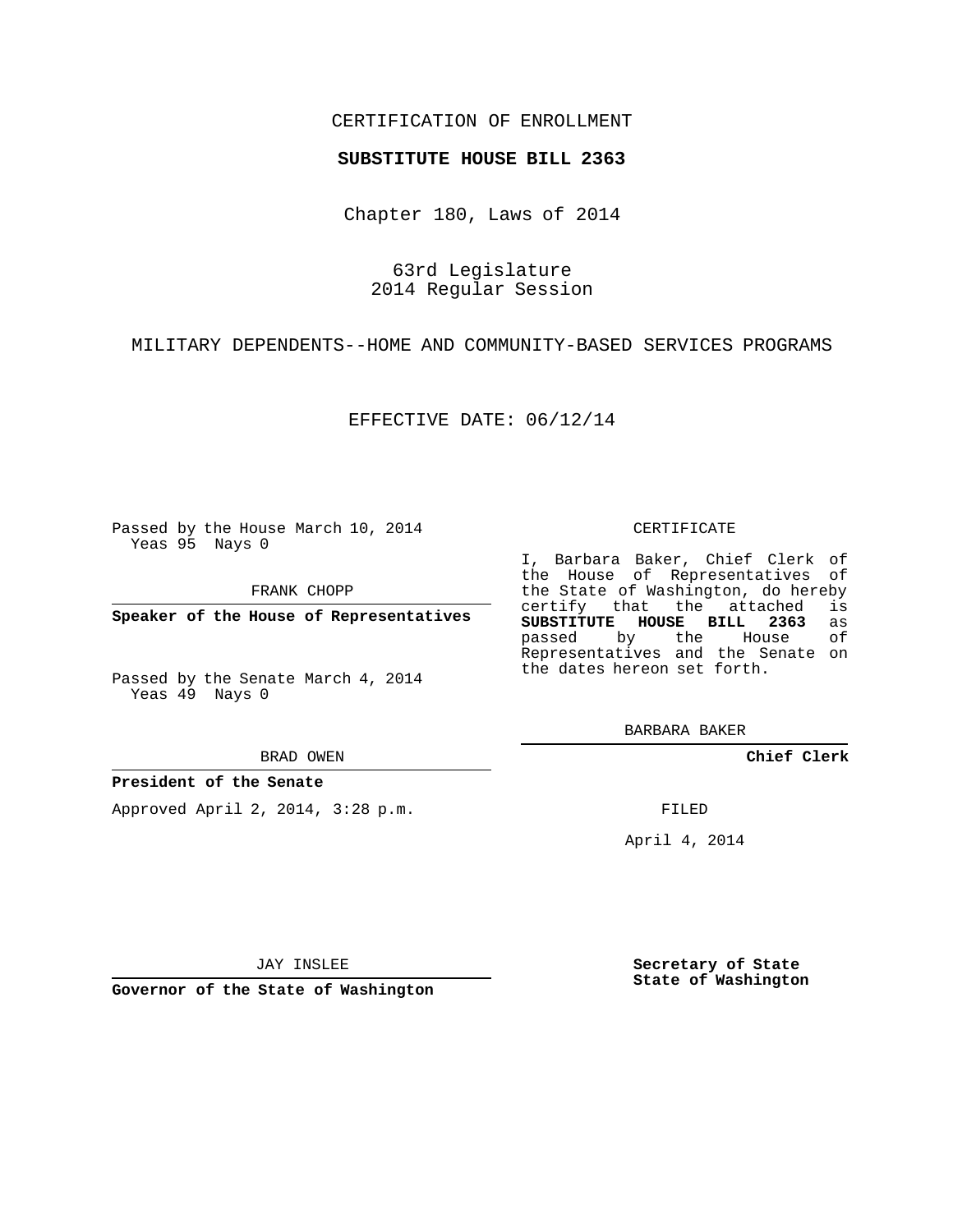CERTIFICATION OF ENROLLMENT

**SUBSTITUTE HOUSE BILL 2363**

Chapter 180, Laws of 2014

63rd Legislature
2014 Regular Session

MILITARY DEPENDENTS--HOME AND COMMUNITY-BASED SERVICES PROGRAMS

EFFECTIVE DATE: 06/12/14

Passed by the House March 10, 2014
Yeas 95 Nays 0

FRANK CHOPP

**Speaker of the House of Representatives**

Passed by the Senate March 4, 2014
Yeas 49 Nays 0

BRAD OWEN

**President of the Senate**

Approved April 2, 2014, 3:28 p.m.

JAY INSLEE

**Governor of the State of Washington**

CERTIFICATE

I, Barbara Baker, Chief Clerk of the House of Representatives of the State of Washington, do hereby certify that the attached is **SUBSTITUTE HOUSE BILL 2363** as passed by the House of Representatives and the Senate on the dates hereon set forth.

BARBARA BAKER

**Chief Clerk**

FILED

April 4, 2014

**Secretary of State**
**State of Washington**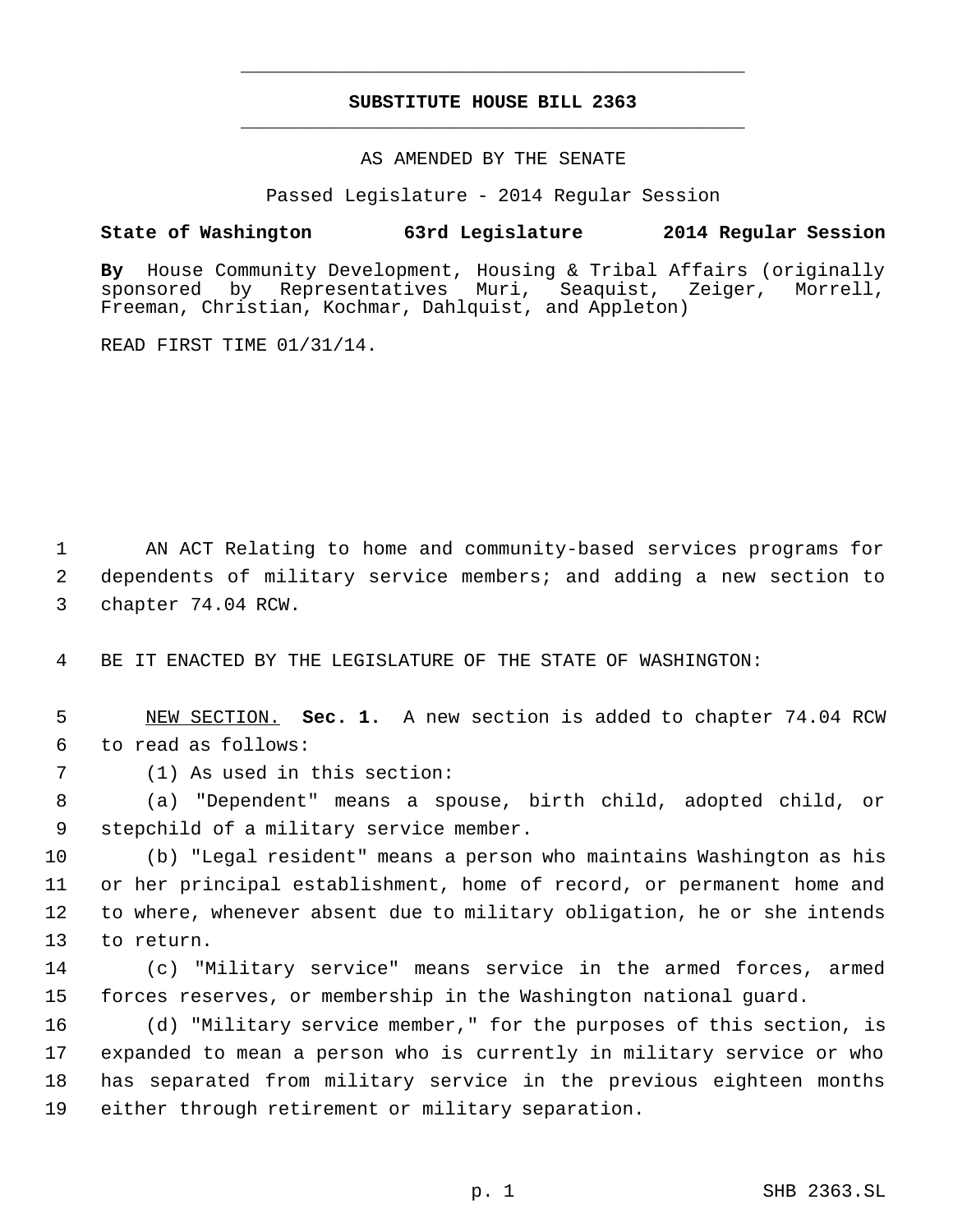# SUBSTITUTE HOUSE BILL 2363

AS AMENDED BY THE SENATE

Passed Legislature - 2014 Regular Session

**State of Washington 63rd Legislature 2014 Regular Session**

**By** House Community Development, Housing & Tribal Affairs (originally sponsored by Representatives Muri, Seaquist, Zeiger, Morrell, Freeman, Christian, Kochmar, Dahlquist, and Appleton)

READ FIRST TIME 01/31/14.

AN ACT Relating to home and community-based services programs for dependents of military service members; and adding a new section to chapter 74.04 RCW.

BE IT ENACTED BY THE LEGISLATURE OF THE STATE OF WASHINGTON:

NEW SECTION. **Sec. 1.** A new section is added to chapter 74.04 RCW to read as follows:

(1) As used in this section:

(a) "Dependent" means a spouse, birth child, adopted child, or stepchild of a military service member.

(b) "Legal resident" means a person who maintains Washington as his or her principal establishment, home of record, or permanent home and to where, whenever absent due to military obligation, he or she intends to return.

(c) "Military service" means service in the armed forces, armed forces reserves, or membership in the Washington national guard.

(d) "Military service member," for the purposes of this section, is expanded to mean a person who is currently in military service or who has separated from military service in the previous eighteen months either through retirement or military separation.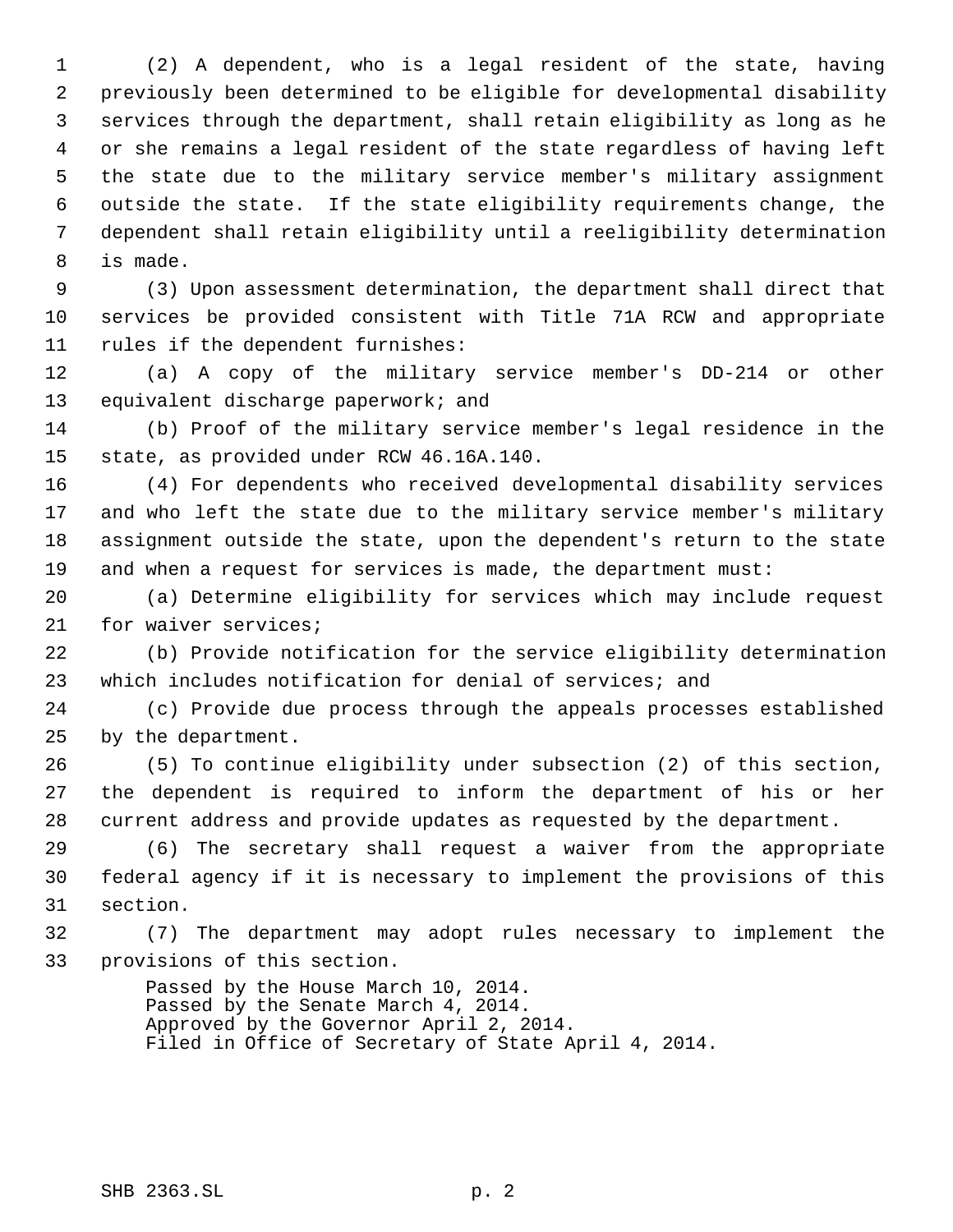(2) A dependent, who is a legal resident of the state, having previously been determined to be eligible for developmental disability services through the department, shall retain eligibility as long as he or she remains a legal resident of the state regardless of having left the state due to the military service member's military assignment outside the state. If the state eligibility requirements change, the dependent shall retain eligibility until a reeligibility determination is made.

(3) Upon assessment determination, the department shall direct that services be provided consistent with Title 71A RCW and appropriate rules if the dependent furnishes:

(a) A copy of the military service member's DD-214 or other equivalent discharge paperwork; and

(b) Proof of the military service member's legal residence in the state, as provided under RCW 46.16A.140.

(4) For dependents who received developmental disability services and who left the state due to the military service member's military assignment outside the state, upon the dependent's return to the state and when a request for services is made, the department must:

(a) Determine eligibility for services which may include request for waiver services;

(b) Provide notification for the service eligibility determination which includes notification for denial of services; and

(c) Provide due process through the appeals processes established by the department.

(5) To continue eligibility under subsection (2) of this section, the dependent is required to inform the department of his or her current address and provide updates as requested by the department.

(6) The secretary shall request a waiver from the appropriate federal agency if it is necessary to implement the provisions of this section.

(7) The department may adopt rules necessary to implement the provisions of this section.

Passed by the House March 10, 2014.
Passed by the Senate March 4, 2014.
Approved by the Governor April 2, 2014.
Filed in Office of Secretary of State April 4, 2014.